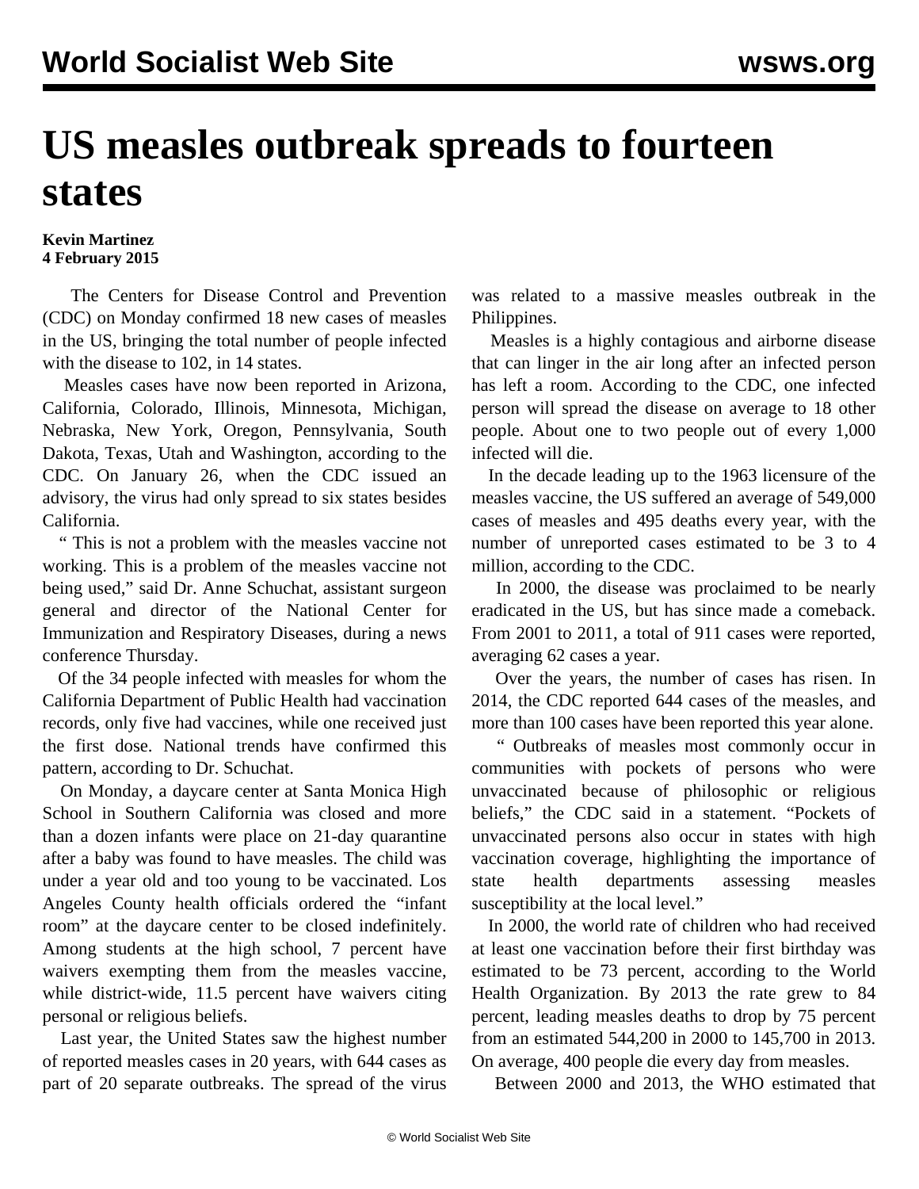# US measles outbreak spreads to fourteen states

**Kevin Martinez**
**4 February 2015**

The Centers for Disease Control and Prevention (CDC) on Monday confirmed 18 new cases of measles in the US, bringing the total number of people infected with the disease to 102, in 14 states.

Measles cases have now been reported in Arizona, California, Colorado, Illinois, Minnesota, Michigan, Nebraska, New York, Oregon, Pennsylvania, South Dakota, Texas, Utah and Washington, according to the CDC. On January 26, when the CDC issued an advisory, the virus had only spread to six states besides California.

" This is not a problem with the measles vaccine not working. This is a problem of the measles vaccine not being used," said Dr. Anne Schuchat, assistant surgeon general and director of the National Center for Immunization and Respiratory Diseases, during a news conference Thursday.

Of the 34 people infected with measles for whom the California Department of Public Health had vaccination records, only five had vaccines, while one received just the first dose. National trends have confirmed this pattern, according to Dr. Schuchat.

On Monday, a daycare center at Santa Monica High School in Southern California was closed and more than a dozen infants were place on 21-day quarantine after a baby was found to have measles. The child was under a year old and too young to be vaccinated. Los Angeles County health officials ordered the "infant room" at the daycare center to be closed indefinitely. Among students at the high school, 7 percent have waivers exempting them from the measles vaccine, while district-wide, 11.5 percent have waivers citing personal or religious beliefs.

Last year, the United States saw the highest number of reported measles cases in 20 years, with 644 cases as part of 20 separate outbreaks. The spread of the virus was related to a massive measles outbreak in the Philippines.

Measles is a highly contagious and airborne disease that can linger in the air long after an infected person has left a room. According to the CDC, one infected person will spread the disease on average to 18 other people. About one to two people out of every 1,000 infected will die.

In the decade leading up to the 1963 licensure of the measles vaccine, the US suffered an average of 549,000 cases of measles and 495 deaths every year, with the number of unreported cases estimated to be 3 to 4 million, according to the CDC.

In 2000, the disease was proclaimed to be nearly eradicated in the US, but has since made a comeback. From 2001 to 2011, a total of 911 cases were reported, averaging 62 cases a year.

Over the years, the number of cases has risen. In 2014, the CDC reported 644 cases of the measles, and more than 100 cases have been reported this year alone.

" Outbreaks of measles most commonly occur in communities with pockets of persons who were unvaccinated because of philosophic or religious beliefs," the CDC said in a statement. "Pockets of unvaccinated persons also occur in states with high vaccination coverage, highlighting the importance of state health departments assessing measles susceptibility at the local level."

In 2000, the world rate of children who had received at least one vaccination before their first birthday was estimated to be 73 percent, according to the World Health Organization. By 2013 the rate grew to 84 percent, leading measles deaths to drop by 75 percent from an estimated 544,200 in 2000 to 145,700 in 2013. On average, 400 people die every day from measles.

Between 2000 and 2013, the WHO estimated that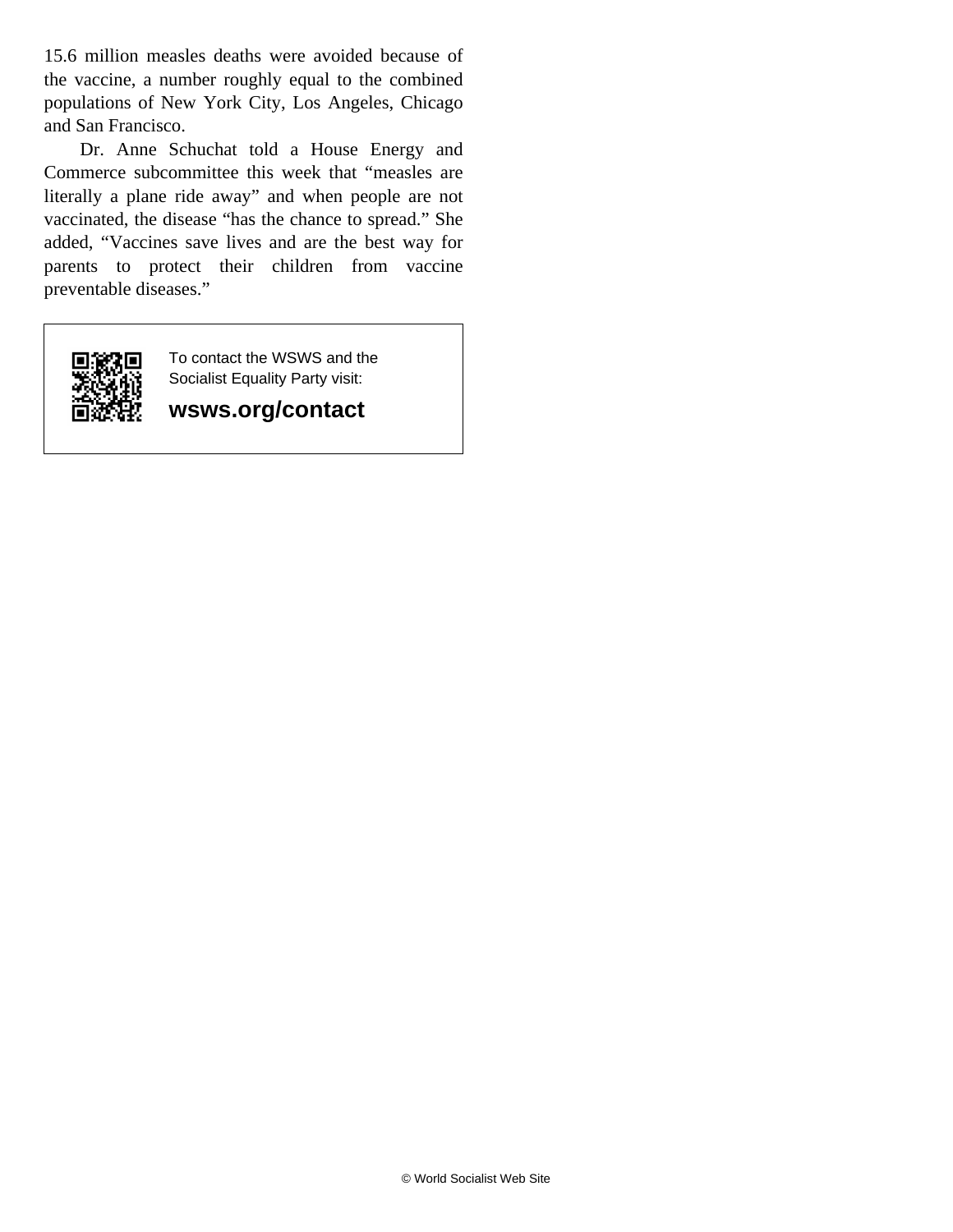15.6 million measles deaths were avoided because of the vaccine, a number roughly equal to the combined populations of New York City, Los Angeles, Chicago and San Francisco.

Dr. Anne Schuchat told a House Energy and Commerce subcommittee this week that "measles are literally a plane ride away" and when people are not vaccinated, the disease "has the chance to spread." She added, "Vaccines save lives and are the best way for parents to protect their children from vaccine preventable diseases."

To contact the WSWS and the Socialist Equality Party visit:

**wsws.org/contact**